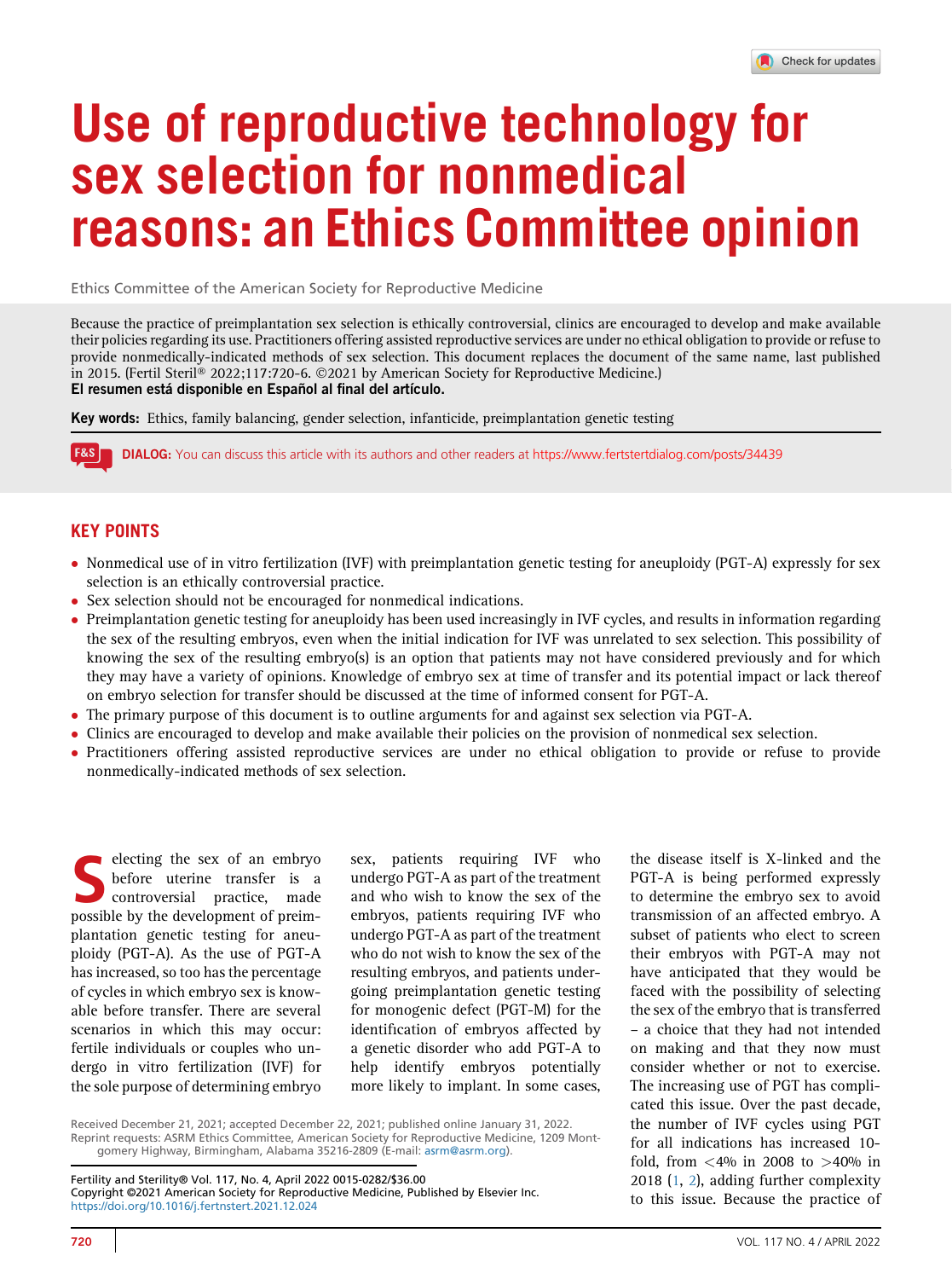# Use of reproductive technology for sex selection for nonmedical reasons: an Ethics Committee opinion

Ethics Committee of the American Society for Reproductive Medicine

Because the practice of preimplantation sex selection is ethically controversial, clinics are encouraged to develop and make available their policies regarding its use. Practitioners offering assisted reproductive services are under no ethical obligation to provide or refuse to provide nonmedically-indicated methods of sex selection. This document replaces the document of the same name, last published in 2015. (Fertil Steril® 2022;117:720-6. ©2021 by American Society for Reproductive Medicine.)

**El resumen está disponible en Español al final del artículo.**

**Key words:** Ethics, family balancing, gender selection, infanticide, preimplantation genetic testing

**DIALOG:** You can discuss this article with its authors and other readers at https://www.fertstertdialog.com/posts/34439

## KEY POINTS

- Nonmedical use of in vitro fertilization (IVF) with preimplantation genetic testing for aneuploidy (PGT-A) expressly for sex selection is an ethically controversial practice.
- Sex selection should not be encouraged for nonmedical indications.
- Preimplantation genetic testing for aneuploidy has been used increasingly in IVF cycles, and results in information regarding the sex of the resulting embryos, even when the initial indication for IVF was unrelated to sex selection. This possibility of knowing the sex of the resulting embryo(s) is an option that patients may not have considered previously and for which they may have a variety of opinions. Knowledge of embryo sex at time of transfer and its potential impact or lack thereof on embryo selection for transfer should be discussed at the time of informed consent for PGT-A.
- The primary purpose of this document is to outline arguments for and against sex selection via PGT-A.
- Clinics are encouraged to develop and make available their policies on the provision of nonmedical sex selection.
- Practitioners offering assisted reproductive services are under no ethical obligation to provide or refuse to provide nonmedically-indicated methods of sex selection.

Selecting the sex of an embryo before uterine transfer is a controversial practice, made possible by the development of preimplantation genetic testing for aneuploidy (PGT-A). As the use of PGT-A has increased, so too has the percentage of cycles in which embryo sex is knowable before transfer. There are several scenarios in which this may occur: fertile individuals or couples who undergo in vitro fertilization (IVF) for the sole purpose of determining embryo sex, patients requiring IVF who undergo PGT-A as part of the treatment and who wish to know the sex of the embryos, patients requiring IVF who undergo PGT-A as part of the treatment who do not wish to know the sex of the resulting embryos, and patients undergoing preimplantation genetic testing for monogenic defect (PGT-M) for the identification of embryos affected by a genetic disorder who add PGT-A to help identify embryos potentially more likely to implant. In some cases, the disease itself is X-linked and the PGT-A is being performed expressly to determine the embryo sex to avoid transmission of an affected embryo. A subset of patients who elect to screen their embryos with PGT-A may not have anticipated that they would be faced with the possibility of selecting the sex of the embryo that is transferred – a choice that they had not intended on making and that they now must consider whether or not to exercise. The increasing use of PGT has complicated this issue. Over the past decade, the number of IVF cycles using PGT for all indications has increased 10-fold, from <4% in 2008 to >40% in 2018 (1, 2), adding further complexity to this issue. Because the practice of

Received December 21, 2021; accepted December 22, 2021; published online January 31, 2022.
Reprint requests: ASRM Ethics Committee, American Society for Reproductive Medicine, 1209 Montgomery Highway, Birmingham, Alabama 35216-2809 (E-mail: asrm@asrm.org).

Fertility and Sterility® Vol. 117, No. 4, April 2022 0015-0282/$36.00
Copyright ©2021 American Society for Reproductive Medicine, Published by Elsevier Inc.
https://doi.org/10.1016/j.fertnstert.2021.12.024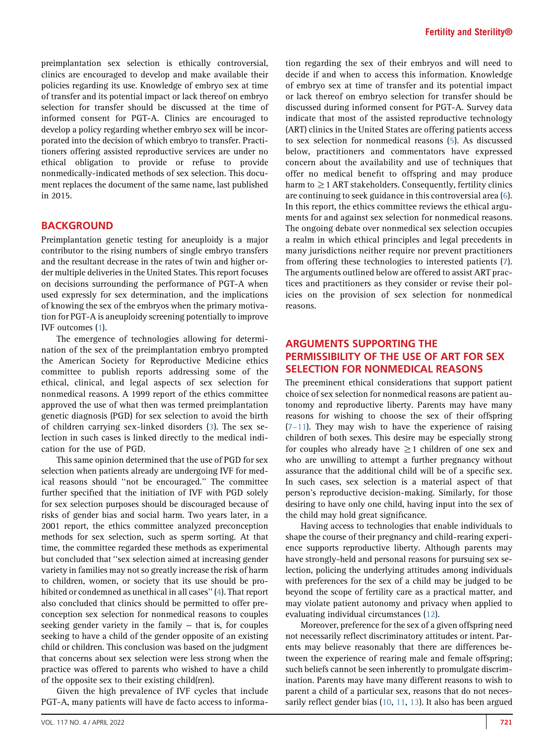preimplantation sex selection is ethically controversial, clinics are encouraged to develop and make available their policies regarding its use. Knowledge of embryo sex at time of transfer and its potential impact or lack thereof on embryo selection for transfer should be discussed at the time of informed consent for PGT-A. Clinics are encouraged to develop a policy regarding whether embryo sex will be incorporated into the decision of which embryo to transfer. Practitioners offering assisted reproductive services are under no ethical obligation to provide or refuse to provide nonmedically-indicated methods of sex selection. This document replaces the document of the same name, last published in 2015.

## BACKGROUND

Preimplantation genetic testing for aneuploidy is a major contributor to the rising numbers of single embryo transfers and the resultant decrease in the rates of twin and higher order multiple deliveries in the United States. This report focuses on decisions surrounding the performance of PGT-A when used expressly for sex determination, and the implications of knowing the sex of the embryos when the primary motivation for PGT-A is aneuploidy screening potentially to improve IVF outcomes (1).

The emergence of technologies allowing for determination of the sex of the preimplantation embryo prompted the American Society for Reproductive Medicine ethics committee to publish reports addressing some of the ethical, clinical, and legal aspects of sex selection for nonmedical reasons. A 1999 report of the ethics committee approved the use of what then was termed preimplantation genetic diagnosis (PGD) for sex selection to avoid the birth of children carrying sex-linked disorders (3). The sex selection in such cases is linked directly to the medical indication for the use of PGD.

This same opinion determined that the use of PGD for sex selection when patients already are undergoing IVF for medical reasons should ''not be encouraged.'' The committee further specified that the initiation of IVF with PGD solely for sex selection purposes should be discouraged because of risks of gender bias and social harm. Two years later, in a 2001 report, the ethics committee analyzed preconception methods for sex selection, such as sperm sorting. At that time, the committee regarded these methods as experimental but concluded that ''sex selection aimed at increasing gender variety in families may not so greatly increase the risk of harm to children, women, or society that its use should be prohibited or condemned as unethical in all cases'' (4). That report also concluded that clinics should be permitted to offer preconception sex selection for nonmedical reasons to couples seeking gender variety in the family – that is, for couples seeking to have a child of the gender opposite of an existing child or children. This conclusion was based on the judgment that concerns about sex selection were less strong when the practice was offered to parents who wished to have a child of the opposite sex to their existing child(ren).

Given the high prevalence of IVF cycles that include PGT-A, many patients will have de facto access to information regarding the sex of their embryos and will need to decide if and when to access this information. Knowledge of embryo sex at time of transfer and its potential impact or lack thereof on embryo selection for transfer should be discussed during informed consent for PGT-A. Survey data indicate that most of the assisted reproductive technology (ART) clinics in the United States are offering patients access to sex selection for nonmedical reasons (5). As discussed below, practitioners and commentators have expressed concern about the availability and use of techniques that offer no medical benefit to offspring and may produce harm to $\geq 1$ ART stakeholders. Consequently, fertility clinics are continuing to seek guidance in this controversial area (6). In this report, the ethics committee reviews the ethical arguments for and against sex selection for nonmedical reasons. The ongoing debate over nonmedical sex selection occupies a realm in which ethical principles and legal precedents in many jurisdictions neither require nor prevent practitioners from offering these technologies to interested patients (7). The arguments outlined below are offered to assist ART practices and practitioners as they consider or revise their policies on the provision of sex selection for nonmedical reasons.

## ARGUMENTS SUPPORTING THE PERMISSIBILITY OF THE USE OF ART FOR SEX SELECTION FOR NONMEDICAL REASONS

The preeminent ethical considerations that support patient choice of sex selection for nonmedical reasons are patient autonomy and reproductive liberty. Parents may have many reasons for wishing to choose the sex of their offspring (7–11). They may wish to have the experience of raising children of both sexes. This desire may be especially strong for couples who already have $\geq 1$ children of one sex and who are unwilling to attempt a further pregnancy without assurance that the additional child will be of a specific sex. In such cases, sex selection is a material aspect of that person's reproductive decision-making. Similarly, for those desiring to have only one child, having input into the sex of the child may hold great significance.

Having access to technologies that enable individuals to shape the course of their pregnancy and child-rearing experience supports reproductive liberty. Although parents may have strongly-held and personal reasons for pursuing sex selection, policing the underlying attitudes among individuals with preferences for the sex of a child may be judged to be beyond the scope of fertility care as a practical matter, and may violate patient autonomy and privacy when applied to evaluating individual circumstances (12).

Moreover, preference for the sex of a given offspring need not necessarily reflect discriminatory attitudes or intent. Parents may believe reasonably that there are differences between the experience of rearing male and female offspring; such beliefs cannot be seen inherently to promulgate discrimination. Parents may have many different reasons to wish to parent a child of a particular sex, reasons that do not necessarily reflect gender bias (10, 11, 13). It also has been argued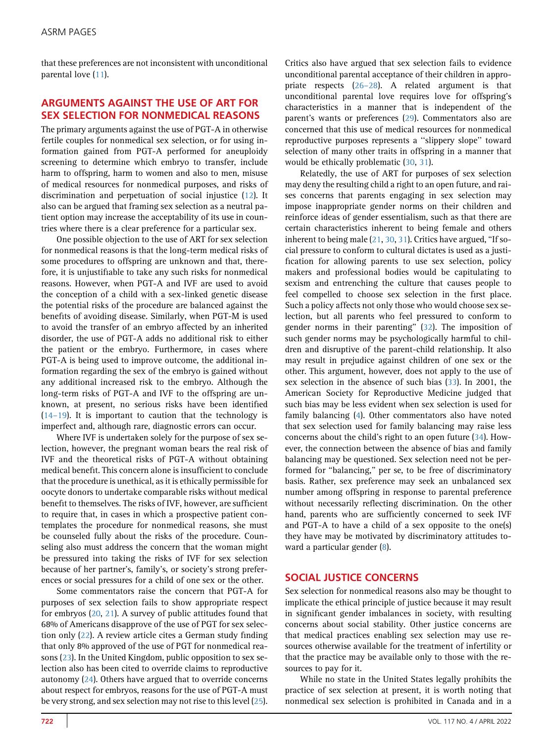that these preferences are not inconsistent with unconditional parental love (11).

## ARGUMENTS AGAINST THE USE OF ART FOR SEX SELECTION FOR NONMEDICAL REASONS

The primary arguments against the use of PGT-A in otherwise fertile couples for nonmedical sex selection, or for using information gained from PGT-A performed for aneuploidy screening to determine which embryo to transfer, include harm to offspring, harm to women and also to men, misuse of medical resources for nonmedical purposes, and risks of discrimination and perpetuation of social injustice (12). It also can be argued that framing sex selection as a neutral patient option may increase the acceptability of its use in countries where there is a clear preference for a particular sex.

One possible objection to the use of ART for sex selection for nonmedical reasons is that the long-term medical risks of some procedures to offspring are unknown and that, therefore, it is unjustifiable to take any such risks for nonmedical reasons. However, when PGT-A and IVF are used to avoid the conception of a child with a sex-linked genetic disease the potential risks of the procedure are balanced against the benefits of avoiding disease. Similarly, when PGT-M is used to avoid the transfer of an embryo affected by an inherited disorder, the use of PGT-A adds no additional risk to either the patient or the embryo. Furthermore, in cases where PGT-A is being used to improve outcome, the additional information regarding the sex of the embryo is gained without any additional increased risk to the embryo. Although the long-term risks of PGT-A and IVF to the offspring are unknown, at present, no serious risks have been identified (14–19). It is important to caution that the technology is imperfect and, although rare, diagnostic errors can occur.

Where IVF is undertaken solely for the purpose of sex selection, however, the pregnant woman bears the real risk of IVF and the theoretical risks of PGT-A without obtaining medical benefit. This concern alone is insufficient to conclude that the procedure is unethical, as it is ethically permissible for oocyte donors to undertake comparable risks without medical benefit to themselves. The risks of IVF, however, are sufficient to require that, in cases in which a prospective patient contemplates the procedure for nonmedical reasons, she must be counseled fully about the risks of the procedure. Counseling also must address the concern that the woman might be pressured into taking the risks of IVF for sex selection because of her partner's, family's, or society's strong preferences or social pressures for a child of one sex or the other.

Some commentators raise the concern that PGT-A for purposes of sex selection fails to show appropriate respect for embryos (20, 21). A survey of public attitudes found that 68% of Americans disapprove of the use of PGT for sex selection only (22). A review article cites a German study finding that only 8% approved of the use of PGT for nonmedical reasons (23). In the United Kingdom, public opposition to sex selection also has been cited to override claims to reproductive autonomy (24). Others have argued that to override concerns about respect for embryos, reasons for the use of PGT-A must be very strong, and sex selection may not rise to this level (25). Critics also have argued that sex selection fails to evidence unconditional parental acceptance of their children in appropriate respects (26–28). A related argument is that unconditional parental love requires love for offspring's characteristics in a manner that is independent of the parent's wants or preferences (29). Commentators also are concerned that this use of medical resources for nonmedical reproductive purposes represents a ''slippery slope'' toward selection of many other traits in offspring in a manner that would be ethically problematic (30, 31).

Relatedly, the use of ART for purposes of sex selection may deny the resulting child a right to an open future, and raises concerns that parents engaging in sex selection may impose inappropriate gender norms on their children and reinforce ideas of gender essentialism, such as that there are certain characteristics inherent to being female and others inherent to being male (21, 30, 31). Critics have argued, "If social pressure to conform to cultural dictates is used as a justification for allowing parents to use sex selection, policy makers and professional bodies would be capitulating to sexism and entrenching the culture that causes people to feel compelled to choose sex selection in the first place. Such a policy affects not only those who would choose sex selection, but all parents who feel pressured to conform to gender norms in their parenting" (32). The imposition of such gender norms may be psychologically harmful to children and disruptive of the parent-child relationship. It also may result in prejudice against children of one sex or the other. This argument, however, does not apply to the use of sex selection in the absence of such bias (33). In 2001, the American Society for Reproductive Medicine judged that such bias may be less evident when sex selection is used for family balancing (4). Other commentators also have noted that sex selection used for family balancing may raise less concerns about the child's right to an open future (34). However, the connection between the absence of bias and family balancing may be questioned. Sex selection need not be performed for "balancing," per se, to be free of discriminatory basis. Rather, sex preference may seek an unbalanced sex number among offspring in response to parental preference without necessarily reflecting discrimination. On the other hand, parents who are sufficiently concerned to seek IVF and PGT-A to have a child of a sex opposite to the one(s) they have may be motivated by discriminatory attitudes toward a particular gender (8).

## SOCIAL JUSTICE CONCERNS

Sex selection for nonmedical reasons also may be thought to implicate the ethical principle of justice because it may result in significant gender imbalances in society, with resulting concerns about social stability. Other justice concerns are that medical practices enabling sex selection may use resources otherwise available for the treatment of infertility or that the practice may be available only to those with the resources to pay for it.

While no state in the United States legally prohibits the practice of sex selection at present, it is worth noting that nonmedical sex selection is prohibited in Canada and in a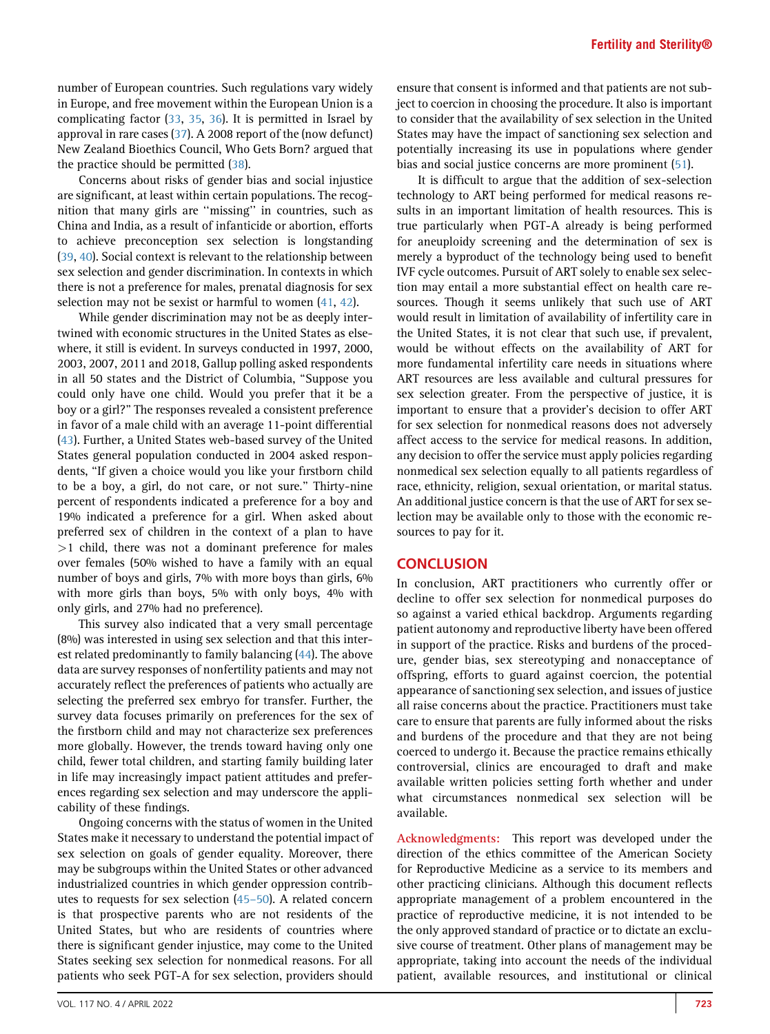number of European countries. Such regulations vary widely in Europe, and free movement within the European Union is a complicating factor (33, 35, 36). It is permitted in Israel by approval in rare cases (37). A 2008 report of the (now defunct) New Zealand Bioethics Council, Who Gets Born? argued that the practice should be permitted (38).

Concerns about risks of gender bias and social injustice are significant, at least within certain populations. The recognition that many girls are ''missing'' in countries, such as China and India, as a result of infanticide or abortion, efforts to achieve preconception sex selection is longstanding (39, 40). Social context is relevant to the relationship between sex selection and gender discrimination. In contexts in which there is not a preference for males, prenatal diagnosis for sex selection may not be sexist or harmful to women (41, 42).

While gender discrimination may not be as deeply intertwined with economic structures in the United States as elsewhere, it still is evident. In surveys conducted in 1997, 2000, 2003, 2007, 2011 and 2018, Gallup polling asked respondents in all 50 states and the District of Columbia, "Suppose you could only have one child. Would you prefer that it be a boy or a girl?" The responses revealed a consistent preference in favor of a male child with an average 11-point differential (43). Further, a United States web-based survey of the United States general population conducted in 2004 asked respondents, "If given a choice would you like your firstborn child to be a boy, a girl, do not care, or not sure." Thirty-nine percent of respondents indicated a preference for a boy and 19% indicated a preference for a girl. When asked about preferred sex of children in the context of a plan to have >1 child, there was not a dominant preference for males over females (50% wished to have a family with an equal number of boys and girls, 7% with more boys than girls, 6% with more girls than boys, 5% with only boys, 4% with only girls, and 27% had no preference).

This survey also indicated that a very small percentage (8%) was interested in using sex selection and that this interest related predominantly to family balancing (44). The above data are survey responses of nonfertility patients and may not accurately reflect the preferences of patients who actually are selecting the preferred sex embryo for transfer. Further, the survey data focuses primarily on preferences for the sex of the firstborn child and may not characterize sex preferences more globally. However, the trends toward having only one child, fewer total children, and starting family building later in life may increasingly impact patient attitudes and preferences regarding sex selection and may underscore the applicability of these findings.

Ongoing concerns with the status of women in the United States make it necessary to understand the potential impact of sex selection on goals of gender equality. Moreover, there may be subgroups within the United States or other advanced industrialized countries in which gender oppression contributes to requests for sex selection (45–50). A related concern is that prospective parents who are not residents of the United States, but who are residents of countries where there is significant gender injustice, may come to the United States seeking sex selection for nonmedical reasons. For all patients who seek PGT-A for sex selection, providers should ensure that consent is informed and that patients are not subject to coercion in choosing the procedure. It also is important to consider that the availability of sex selection in the United States may have the impact of sanctioning sex selection and potentially increasing its use in populations where gender bias and social justice concerns are more prominent (51).

It is difficult to argue that the addition of sex-selection technology to ART being performed for medical reasons results in an important limitation of health resources. This is true particularly when PGT-A already is being performed for aneuploidy screening and the determination of sex is merely a byproduct of the technology being used to benefit IVF cycle outcomes. Pursuit of ART solely to enable sex selection may entail a more substantial effect on health care resources. Though it seems unlikely that such use of ART would result in limitation of availability of infertility care in the United States, it is not clear that such use, if prevalent, would be without effects on the availability of ART for more fundamental infertility care needs in situations where ART resources are less available and cultural pressures for sex selection greater. From the perspective of justice, it is important to ensure that a provider's decision to offer ART for sex selection for nonmedical reasons does not adversely affect access to the service for medical reasons. In addition, any decision to offer the service must apply policies regarding nonmedical sex selection equally to all patients regardless of race, ethnicity, religion, sexual orientation, or marital status. An additional justice concern is that the use of ART for sex selection may be available only to those with the economic resources to pay for it.

## CONCLUSION

In conclusion, ART practitioners who currently offer or decline to offer sex selection for nonmedical purposes do so against a varied ethical backdrop. Arguments regarding patient autonomy and reproductive liberty have been offered in support of the practice. Risks and burdens of the procedure, gender bias, sex stereotyping and nonacceptance of offspring, efforts to guard against coercion, the potential appearance of sanctioning sex selection, and issues of justice all raise concerns about the practice. Practitioners must take care to ensure that parents are fully informed about the risks and burdens of the procedure and that they are not being coerced to undergo it. Because the practice remains ethically controversial, clinics are encouraged to draft and make available written policies setting forth whether and under what circumstances nonmedical sex selection will be available.

**Acknowledgments:** This report was developed under the direction of the ethics committee of the American Society for Reproductive Medicine as a service to its members and other practicing clinicians. Although this document reflects appropriate management of a problem encountered in the practice of reproductive medicine, it is not intended to be the only approved standard of practice or to dictate an exclusive course of treatment. Other plans of management may be appropriate, taking into account the needs of the individual patient, available resources, and institutional or clinical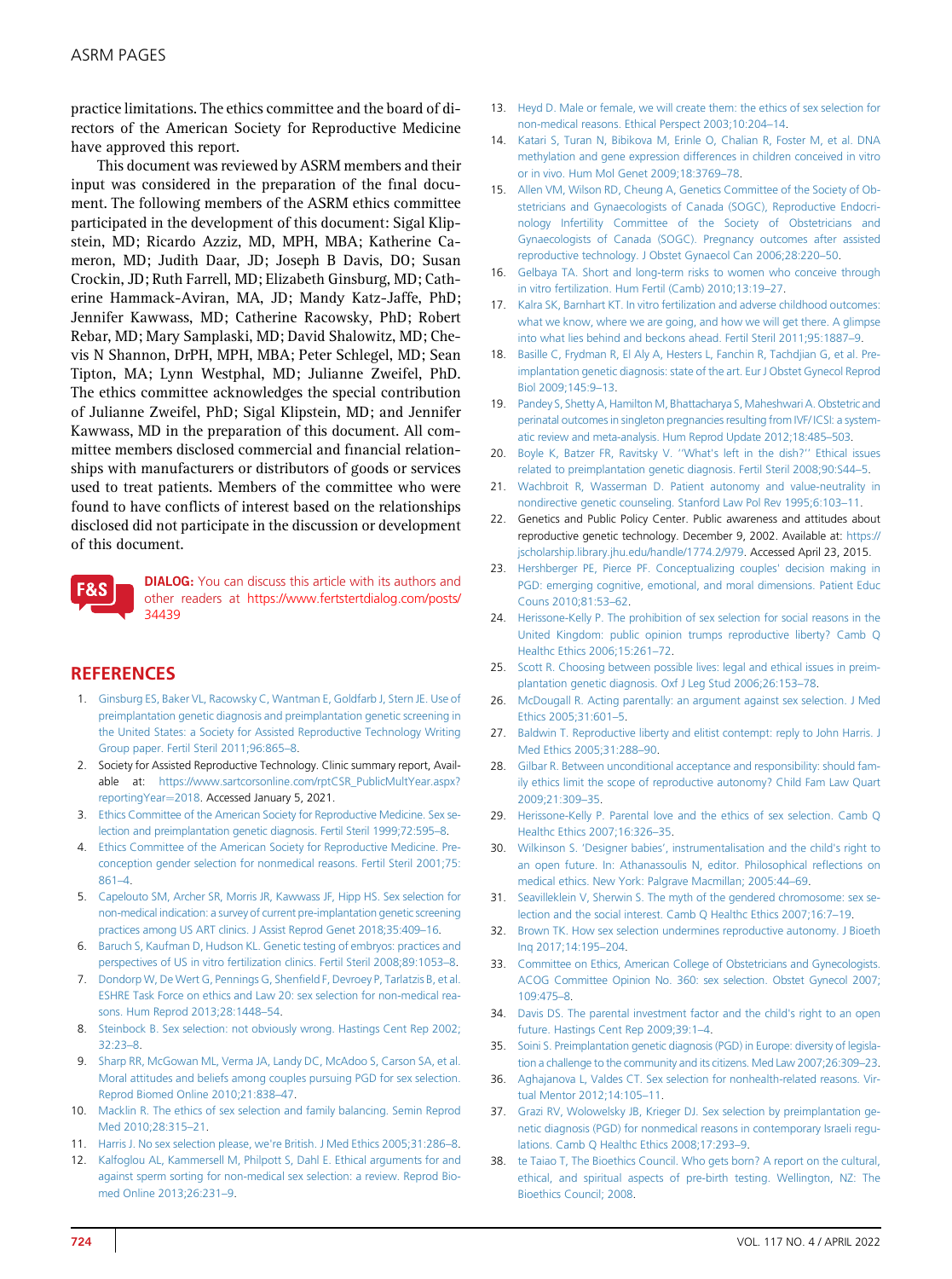practice limitations. The ethics committee and the board of directors of the American Society for Reproductive Medicine have approved this report.

This document was reviewed by ASRM members and their input was considered in the preparation of the final document. The following members of the ASRM ethics committee participated in the development of this document: Sigal Klipstein, MD; Ricardo Azziz, MD, MPH, MBA; Katherine Cameron, MD; Judith Daar, JD; Joseph B Davis, DO; Susan Crockin, JD; Ruth Farrell, MD; Elizabeth Ginsburg, MD; Catherine Hammack-Aviran, MA, JD; Mandy Katz-Jaffe, PhD; Jennifer Kawwass, MD; Catherine Racowsky, PhD; Robert Rebar, MD; Mary Samplaski, MD; David Shalowitz, MD; Chevis N Shannon, DrPH, MPH, MBA; Peter Schlegel, MD; Sean Tipton, MA; Lynn Westphal, MD; Julianne Zweifel, PhD. The ethics committee acknowledges the special contribution of Julianne Zweifel, PhD; Sigal Klipstein, MD; and Jennifer Kawwass, MD in the preparation of this document. All committee members disclosed commercial and financial relationships with manufacturers or distributors of goods or services used to treat patients. Members of the committee who were found to have conflicts of interest based on the relationships disclosed did not participate in the discussion or development of this document.

**DIALOG:** You can discuss this article with its authors and other readers at https://www.fertstertdialog.com/posts/34439

## REFERENCES

1. Ginsburg ES, Baker VL, Racowsky C, Wantman E, Goldfarb J, Stern JE. Use of preimplantation genetic diagnosis and preimplantation genetic screening in the United States: a Society for Assisted Reproductive Technology Writing Group paper. Fertil Steril 2011;96:865–8.
2. Society for Assisted Reproductive Technology. Clinic summary report, Available at: https://www.sartcorsonline.com/rptCSR_PublicMultYear.aspx?reportingYear=2018. Accessed January 5, 2021.
3. Ethics Committee of the American Society for Reproductive Medicine. Sex selection and preimplantation genetic diagnosis. Fertil Steril 1999;72:595–8.
4. Ethics Committee of the American Society for Reproductive Medicine. Preconception gender selection for nonmedical reasons. Fertil Steril 2001;75:861–4.
5. Capelouto SM, Archer SR, Morris JR, Kawwass JF, Hipp HS. Sex selection for non-medical indication: a survey of current pre-implantation genetic screening practices among US ART clinics. J Assist Reprod Genet 2018;35:409–16.
6. Baruch S, Kaufman D, Hudson KL. Genetic testing of embryos: practices and perspectives of US in vitro fertilization clinics. Fertil Steril 2008;89:1053–8.
7. Dondorp W, De Wert G, Pennings G, Shenfield F, Devroey P, Tarlatzis B, et al. ESHRE Task Force on ethics and Law 20: sex selection for non-medical reasons. Hum Reprod 2013;28:1448–54.
8. Steinbock B. Sex selection: not obviously wrong. Hastings Cent Rep 2002;32:23–8.
9. Sharp RR, McGowan ML, Verma JA, Landy DC, McAdoo S, Carson SA, et al. Moral attitudes and beliefs among couples pursuing PGD for sex selection. Reprod Biomed Online 2010;21:838–47.
10. Macklin R. The ethics of sex selection and family balancing. Semin Reprod Med 2010;28:315–21.
11. Harris J. No sex selection please, we're British. J Med Ethics 2005;31:286–8.
12. Kalfoglou AL, Kammersell M, Philpott S, Dahl E. Ethical arguments for and against sperm sorting for non-medical sex selection: a review. Reprod Biomed Online 2013;26:231–9.
13. Heyd D. Male or female, we will create them: the ethics of sex selection for non-medical reasons. Ethical Perspect 2003;10:204–14.
14. Katari S, Turan N, Bibikova M, Erinle O, Chalian R, Foster M, et al. DNA methylation and gene expression differences in children conceived in vitro or in vivo. Hum Mol Genet 2009;18:3769–78.
15. Allen VM, Wilson RD, Cheung A, Genetics Committee of the Society of Obstetricians and Gynaecologists of Canada (SOGC), Reproductive Endocrinology Infertility Committee of the Society of Obstetricians and Gynaecologists of Canada (SOGC). Pregnancy outcomes after assisted reproductive technology. J Obstet Gynaecol Can 2006;28:220–50.
16. Gelbaya TA. Short and long-term risks to women who conceive through in vitro fertilization. Hum Fertil (Camb) 2010;13:19–27.
17. Kalra SK, Barnhart KT. In vitro fertilization and adverse childhood outcomes: what we know, where we are going, and how we will get there. A glimpse into what lies behind and beckons ahead. Fertil Steril 2011;95:1887–9.
18. Basille C, Frydman R, El Aly A, Hesters L, Fanchin R, Tachdjian G, et al. Preimplantation genetic diagnosis: state of the art. Eur J Obstet Gynecol Reprod Biol 2009;145:9–13.
19. Pandey S, Shetty A, Hamilton M, Bhattacharya S, Maheshwari A. Obstetric and perinatal outcomes in singleton pregnancies resulting from IVF/ICSI: a systematic review and meta-analysis. Hum Reprod Update 2012;18:485–503.
20. Boyle K, Batzer FR, Ravitsky V. ''What's left in the dish?'' Ethical issues related to preimplantation genetic diagnosis. Fertil Steril 2008;90:S44–5.
21. Wachbroit R, Wasserman D. Patient autonomy and value-neutrality in nondirective genetic counseling. Stanford Law Pol Rev 1995;6:103–11.
22. Genetics and Public Policy Center. Public awareness and attitudes about reproductive genetic technology. December 9, 2002. Available at: https://jscholarship.library.jhu.edu/handle/1774.2/979. Accessed April 23, 2015.
23. Hershberger PE, Pierce PF. Conceptualizing couples' decision making in PGD: emerging cognitive, emotional, and moral dimensions. Patient Educ Couns 2010;81:53–62.
24. Herissone-Kelly P. The prohibition of sex selection for social reasons in the United Kingdom: public opinion trumps reproductive liberty? Camb Q Healthc Ethics 2006;15:261–72.
25. Scott R. Choosing between possible lives: legal and ethical issues in preimplantation genetic diagnosis. Oxf J Leg Stud 2006;26:153–78.
26. McDougall R. Acting parentally: an argument against sex selection. J Med Ethics 2005;31:601–5.
27. Baldwin T. Reproductive liberty and elitist contempt: reply to John Harris. J Med Ethics 2005;31:288–90.
28. Gilbar R. Between unconditional acceptance and responsibility: should family ethics limit the scope of reproductive autonomy? Child Fam Law Quart 2009;21:309–35.
29. Herissone-Kelly P. Parental love and the ethics of sex selection. Camb Q Healthc Ethics 2007;16:326–35.
30. Wilkinson S. 'Designer babies', instrumentalisation and the child's right to an open future. In: Athanassoulis N, editor. Philosophical reflections on medical ethics. New York: Palgrave Macmillan; 2005:44–69.
31. Seavilleklein V, Sherwin S. The myth of the gendered chromosome: sex selection and the social interest. Camb Q Healthc Ethics 2007;16:7–19.
32. Brown TK. How sex selection undermines reproductive autonomy. J Bioeth Inq 2017;14:195–204.
33. Committee on Ethics, American College of Obstetricians and Gynecologists. ACOG Committee Opinion No. 360: sex selection. Obstet Gynecol 2007;109:475–8.
34. Davis DS. The parental investment factor and the child's right to an open future. Hastings Cent Rep 2009;39:1–4.
35. Soini S. Preimplantation genetic diagnosis (PGD) in Europe: diversity of legislation a challenge to the community and its citizens. Med Law 2007;26:309–23.
36. Aghajanova L, Valdes CT. Sex selection for nonhealth-related reasons. Virtual Mentor 2012;14:105–11.
37. Grazi RV, Wolowelsky JB, Krieger DJ. Sex selection by preimplantation genetic diagnosis (PGD) for nonmedical reasons in contemporary Israeli regulations. Camb Q Healthc Ethics 2008;17:293–9.
38. te Taiao T, The Bioethics Council. Who gets born? A report on the cultural, ethical, and spiritual aspects of pre-birth testing. Wellington, NZ: The Bioethics Council; 2008.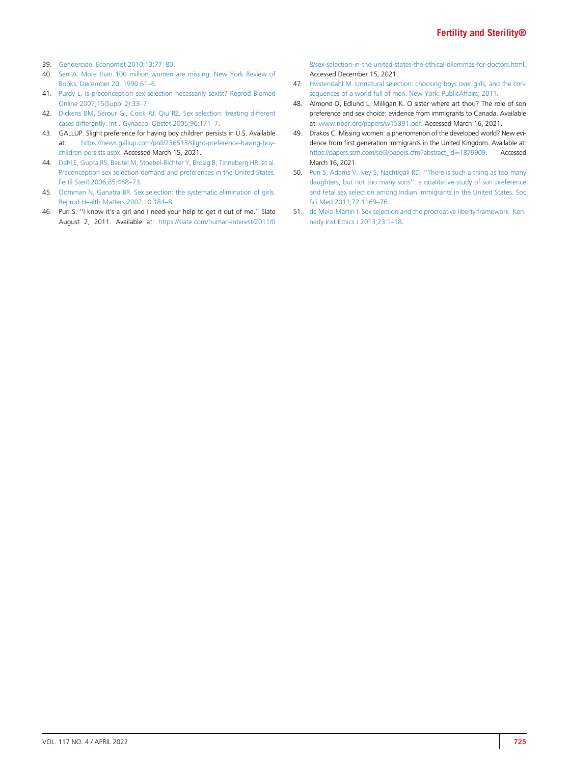39. Gendercide. Economist 2010;13:77–80.
40. Sen A. More than 100 million women are missing. New York Review of Books; December 20, 1990:61–6.
41. Purdy L. Is preconception sex selection necessarily sexist? Reprod Biomed Online 2007;15(Suppl 2):33–7.
42. Dickens BM, Serour GI, Cook RJ, Qiu RZ. Sex selection: treating different cases differently. Int J Gynaecol Obstet 2005;90:171–7.
43. GALLUP. Slight preference for having boy children persists in U.S. Available at: https://news.gallup.com/poll/236513/slight-preference-having-boy-children-persists.aspx. Accessed March 15, 2021.
44. Dahl E, Gupta RS, Beutel M, Stoebel-Richter Y, Brosig B, Tinneberg HR, et al. Preconception sex selection demand and preferences in the United States. Fertil Steril 2006;85:468–73.
45. Oomman N, Ganatra BR. Sex selection: the systematic elimination of girls. Reprod Health Matters 2002;10:184–8.
46. Puri S. ''I know it's a girl and I need your help to get it out of me.'' Slate August 2, 2011. Available at: https://slate.com/human-interest/2011/08/sex-selection-in-the-united-states-the-ethical-dilemmas-for-doctors.html. Accessed December 15, 2021.
47. Hvistendahl M. Unnatural selection: choosing boys over girls, and the consequences of a world full of men. New York: PublicAffairs; 2011.
48. Almond D, Edlund L, Milligan K. O sister where art thou? The role of son preference and sex choice: evidence from immigrants to Canada. Available at: www.nber.org/papers/w15391.pdf. Accessed March 16, 2021.
49. Drakos C. Missing women: a phenomenon of the developed world? New evidence from first generation immigrants in the United Kingdom. Available at: https://papers.ssrn.com/sol3/papers.cfm?abstract_id=1879909. Accessed March 16, 2021.
50. Puri S, Adams V, Ivey S, Nachtigall RD. ''There is such a thing as too many daughters, but not too many sons'': a qualitative study of son preference and fetal sex selection among Indian immigrants in the United States. Soc Sci Med 2011;72:1169–76.
51. de Melo-Martín I. Sex selection and the procreative liberty framework. Kennedy Inst Ethics J 2013;23:1–18.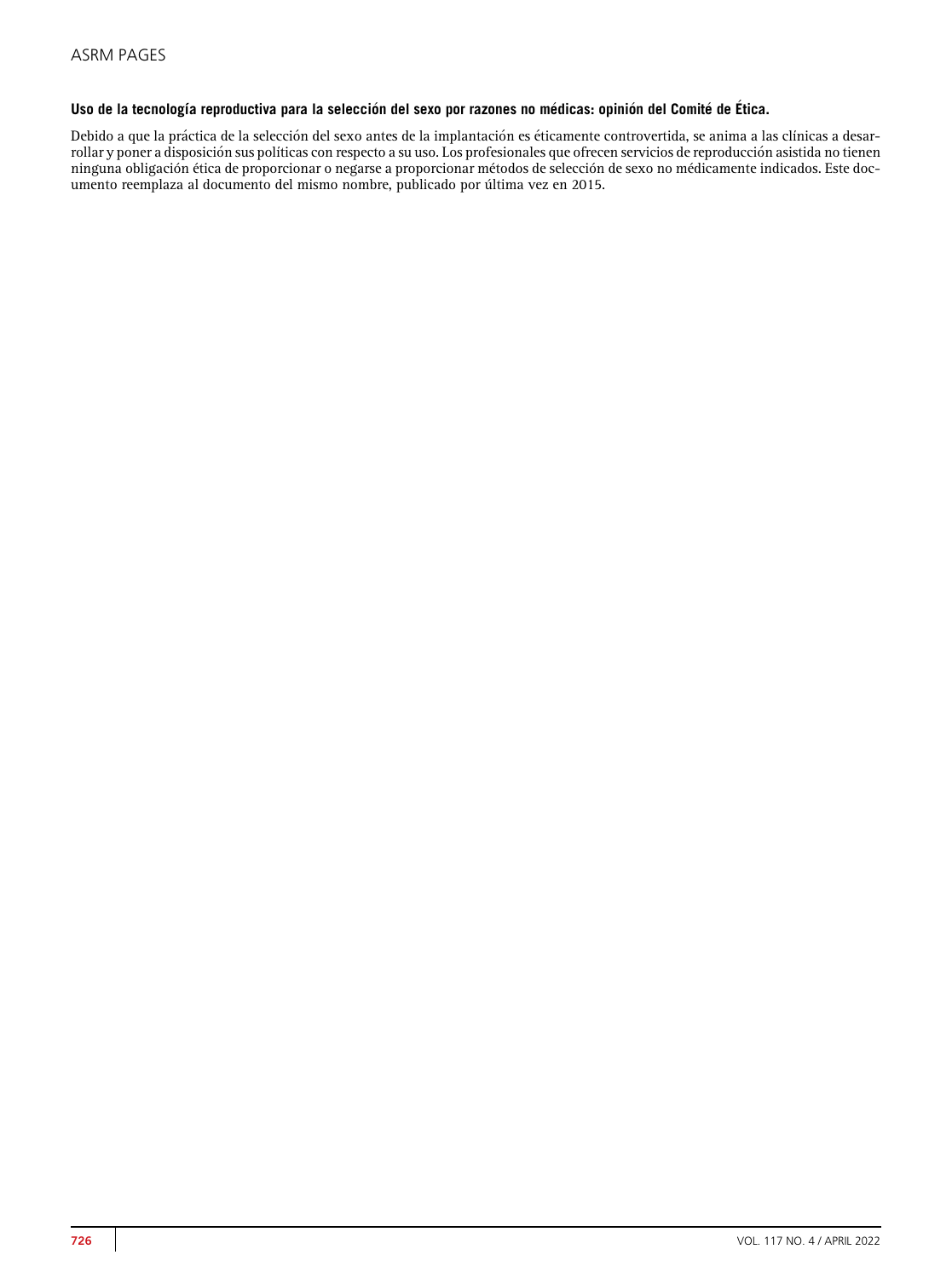**Uso de la tecnología reproductiva para la selección del sexo por razones no médicas: opinión del Comité de Ética.**

Debido a que la práctica de la selección del sexo antes de la implantación es éticamente controvertida, se anima a las clínicas a desarrollar y poner a disposición sus políticas con respecto a su uso. Los profesionales que ofrecen servicios de reproducción asistida no tienen ninguna obligación ética de proporcionar o negarse a proporcionar métodos de selección de sexo no médicamente indicados. Este documento reemplaza al documento del mismo nombre, publicado por última vez en 2015.